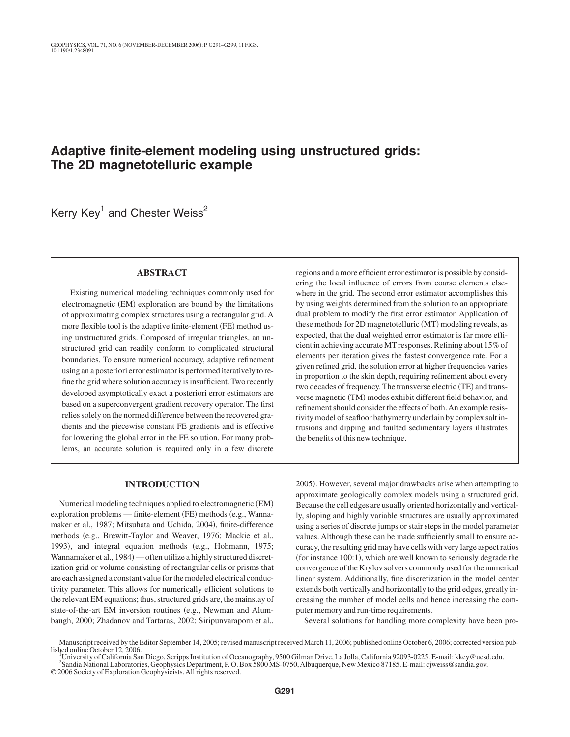# Adaptive finite-element modeling using unstructured grids: The 2D magnetotelluric example

Kerry Key[1] and Chester Weiss[2]

## ABSTRACT

Existing numerical modeling techniques commonly used for electromagnetic (EM) exploration are bound by the limitations of approximating complex structures using a rectangular grid. A more flexible tool is the adaptive finite-element (FE) method using unstructured grids. Composed of irregular triangles, an unstructured grid can readily conform to complicated structural boundaries. To ensure numerical accuracy, adaptive refinement using an a posteriori error estimator is performed iteratively to refine the grid where solution accuracy is insufficient. Two recently developed asymptotically exact a posteriori error estimators are based on a superconvergent gradient recovery operator. The first relies solely on the normed difference between the recovered gradients and the piecewise constant FE gradients and is effective for lowering the global error in the FE solution. For many problems, an accurate solution is required only in a few discrete regions and a more efficient error estimator is possible by considering the local influence of errors from coarse elements elsewhere in the grid. The second error estimator accomplishes this by using weights determined from the solution to an appropriate dual problem to modify the first error estimator. Application of these methods for 2D magnetotelluric (MT) modeling reveals, as expected, that the dual weighted error estimator is far more efficient in achieving accurate MT responses. Refining about 15% of elements per iteration gives the fastest convergence rate. For a given refined grid, the solution error at higher frequencies varies in proportion to the skin depth, requiring refinement about every two decades of frequency. The transverse electric (TE) and transverse magnetic (TM) modes exhibit different field behavior, and refinement should consider the effects of both. An example resistivity model of seafloor bathymetry underlain by complex salt intrusions and dipping and faulted sedimentary layers illustrates the benefits of this new technique.

## INTRODUCTION

Numerical modeling techniques applied to electromagnetic (EM) exploration problems — finite-element (FE) methods (e.g., Wannamaker et al., 1987; Mitsuhata and Uchida, 2004), finite-difference methods (e.g., Brewitt-Taylor and Weaver, 1976; Mackie et al., 1993), and integral equation methods (e.g., Hohmann, 1975; Wannamaker et al., 1984) — often utilize a highly structured discretization grid or volume consisting of rectangular cells or prisms that are each assigned a constant value for the modeled electrical conductivity parameter. This allows for numerically efficient solutions to the relevant EM equations; thus, structured grids are, the mainstay of state-of-the-art EM inversion routines (e.g., Newman and Alumbaugh, 2000; Zhdanov and Tartaras, 2002; Siripunvaraporn et al., 2005). However, several major drawbacks arise when attempting to approximate geologically complex models using a structured grid. Because the cell edges are usually oriented horizontally and vertically, sloping and highly variable structures are usually approximated using a series of discrete jumps or stair steps in the model parameter values. Although these can be made sufficiently small to ensure accuracy, the resulting grid may have cells with very large aspect ratios (for instance 100:1), which are well known to seriously degrade the convergence of the Krylov solvers commonly used for the numerical linear system. Additionally, fine discretization in the model center extends both vertically and horizontally to the grid edges, greatly increasing the number of model cells and hence increasing the computer memory and run-time requirements.

Several solutions for handling more complexity have been pro-

Manuscript received by the Editor September 14, 2005; revised manuscript received March 11, 2006; published online October 6, 2006; corrected version published online October 12, 2006.

[1]University of California San Diego, Scripps Institution of Oceanography, 9500 Gilman Drive, La Jolla, California 92093-0225. E-mail: kkey@ucsd.edu.

[2]Sandia National Laboratories, Geophysics Department, P. O. Box 5800 MS-0750, Albuquerque, New Mexico 87185. E-mail: cjweiss@sandia.gov.

© 2006 Society of Exploration Geophysicists. All rights reserved.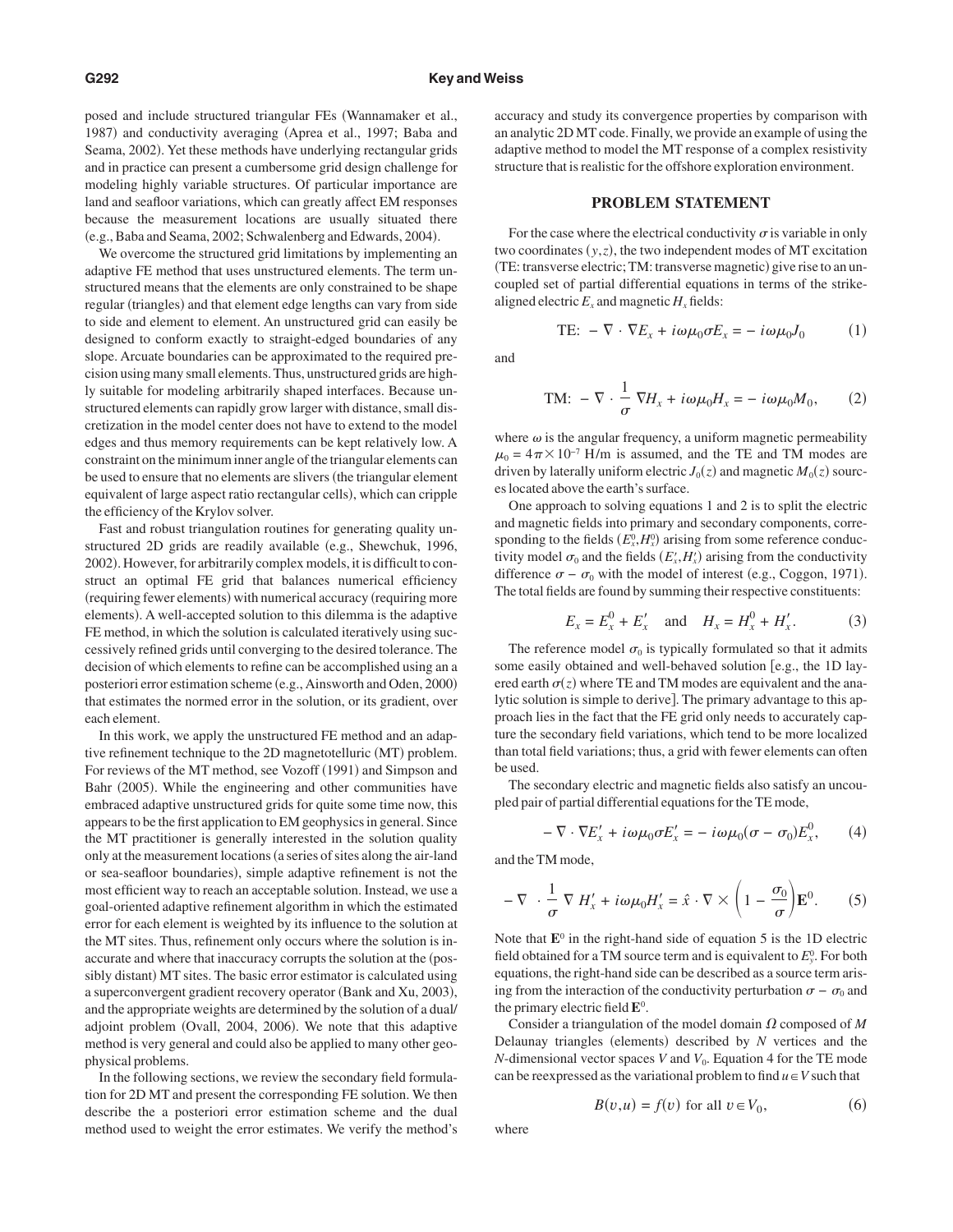posed and include structured triangular FEs (Wannamaker et al., 1987) and conductivity averaging (Aprea et al., 1997; Baba and Seama, 2002). Yet these methods have underlying rectangular grids and in practice can present a cumbersome grid design challenge for modeling highly variable structures. Of particular importance are land and seafloor variations, which can greatly affect EM responses because the measurement locations are usually situated there (e.g., Baba and Seama, 2002; Schwalenberg and Edwards, 2004).

We overcome the structured grid limitations by implementing an adaptive FE method that uses unstructured elements. The term unstructured means that the elements are only constrained to be shape regular (triangles) and that element edge lengths can vary from side to side and element to element. An unstructured grid can easily be designed to conform exactly to straight-edged boundaries of any slope. Arcuate boundaries can be approximated to the required precision using many small elements. Thus, unstructured grids are highly suitable for modeling arbitrarily shaped interfaces. Because unstructured elements can rapidly grow larger with distance, small discretization in the model center does not have to extend to the model edges and thus memory requirements can be kept relatively low. A constraint on the minimum inner angle of the triangular elements can be used to ensure that no elements are slivers (the triangular element equivalent of large aspect ratio rectangular cells), which can cripple the efficiency of the Krylov solver.

Fast and robust triangulation routines for generating quality unstructured 2D grids are readily available (e.g., Shewchuk, 1996, 2002). However, for arbitrarily complex models, it is difficult to construct an optimal FE grid that balances numerical efficiency (requiring fewer elements) with numerical accuracy (requiring more elements). A well-accepted solution to this dilemma is the adaptive FE method, in which the solution is calculated iteratively using successively refined grids until converging to the desired tolerance. The decision of which elements to refine can be accomplished using an a posteriori error estimation scheme (e.g., Ainsworth and Oden, 2000) that estimates the normed error in the solution, or its gradient, over each element.

In this work, we apply the unstructured FE method and an adaptive refinement technique to the 2D magnetotelluric (MT) problem. For reviews of the MT method, see Vozoff (1991) and Simpson and Bahr (2005). While the engineering and other communities have embraced adaptive unstructured grids for quite some time now, this appears to be the first application to EM geophysics in general. Since the MT practitioner is generally interested in the solution quality only at the measurement locations (a series of sites along the air-land or sea-seafloor boundaries), simple adaptive refinement is not the most efficient way to reach an acceptable solution. Instead, we use a goal-oriented adaptive refinement algorithm in which the estimated error for each element is weighted by its influence to the solution at the MT sites. Thus, refinement only occurs where the solution is inaccurate and where that inaccuracy corrupts the solution at the (possibly distant) MT sites. The basic error estimator is calculated using a superconvergent gradient recovery operator (Bank and Xu, 2003), and the appropriate weights are determined by the solution of a dual/adjoint problem (Ovall, 2004, 2006). We note that this adaptive method is very general and could also be applied to many other geophysical problems.

In the following sections, we review the secondary field formulation for 2D MT and present the corresponding FE solution. We then describe the a posteriori error estimation scheme and the dual method used to weight the error estimates. We verify the method's accuracy and study its convergence properties by comparison with an analytic 2D MT code. Finally, we provide an example of using the adaptive method to model the MT response of a complex resistivity structure that is realistic for the offshore exploration environment.

## PROBLEM STATEMENT

For the case where the electrical conductivity $\sigma$ is variable in only two coordinates $(y,z)$, the two independent modes of MT excitation (TE: transverse electric; TM: transverse magnetic) give rise to an uncoupled set of partial differential equations in terms of the strike-aligned electric $E_x$ and magnetic $H_x$ fields:

$$\text{TE:} \; -\nabla \cdot \nabla E_x + i\omega\mu_0\sigma E_x = -i\omega\mu_0 J_0 \tag{1}$$

and

$$\text{TM:} \; -\nabla \cdot \frac{1}{\sigma}\nabla H_x + i\omega\mu_0 H_x = -i\omega\mu_0 M_0, \tag{2}$$

where $\omega$ is the angular frequency, a uniform magnetic permeability $\mu_0 = 4\pi \times 10^{-7}$ H/m is assumed, and the TE and TM modes are driven by laterally uniform electric $J_0(z)$ and magnetic $M_0(z)$ sources located above the earth's surface.

One approach to solving equations 1 and 2 is to split the electric and magnetic fields into primary and secondary components, corresponding to the fields $(E_x^0, H_x^0)$ arising from some reference conductivity model $\sigma_0$ and the fields $(E_x', H_x')$ arising from the conductivity difference $\sigma - \sigma_0$ with the model of interest (e.g., Coggon, 1971). The total fields are found by summing their respective constituents:

$$E_x = E_x^0 + E_x' \quad \text{and} \quad H_x = H_x^0 + H_x'. \tag{3}$$

The reference model $\sigma_0$ is typically formulated so that it admits some easily obtained and well-behaved solution [e.g., the 1D layered earth $\sigma(z)$ where TE and TM modes are equivalent and the analytic solution is simple to derive]. The primary advantage to this approach lies in the fact that the FE grid only needs to accurately capture the secondary field variations, which tend to be more localized than total field variations; thus, a grid with fewer elements can often be used.

The secondary electric and magnetic fields also satisfy an uncoupled pair of partial differential equations for the TE mode,

$$-\nabla \cdot \nabla E_x' + i\omega\mu_0\sigma E_x' = -i\omega\mu_0(\sigma - \sigma_0)E_x^0, \tag{4}$$

and the TM mode,

$$-\nabla \cdot \frac{1}{\sigma}\nabla H_x' + i\omega\mu_0 H_x' = \hat{x} \cdot \nabla \times \left(1 - \frac{\sigma_0}{\sigma}\right)\mathbf{E}^0. \tag{5}$$

Note that $\mathbf{E}^0$ in the right-hand side of equation 5 is the 1D electric field obtained for a TM source term and is equivalent to $E_y^0$. For both equations, the right-hand side can be described as a source term arising from the interaction of the conductivity perturbation $\sigma - \sigma_0$ and the primary electric field $\mathbf{E}^0$.

Consider a triangulation of the model domain $\Omega$ composed of $M$ Delaunay triangles (elements) described by $N$ vertices and the $N$-dimensional vector spaces $V$ and $V_0$. Equation 4 for the TE mode can be reexpressed as the variational problem to find $u \in V$ such that

$$B(v,u) = f(v) \;\; \text{for all} \; v \in V_0, \tag{6}$$

where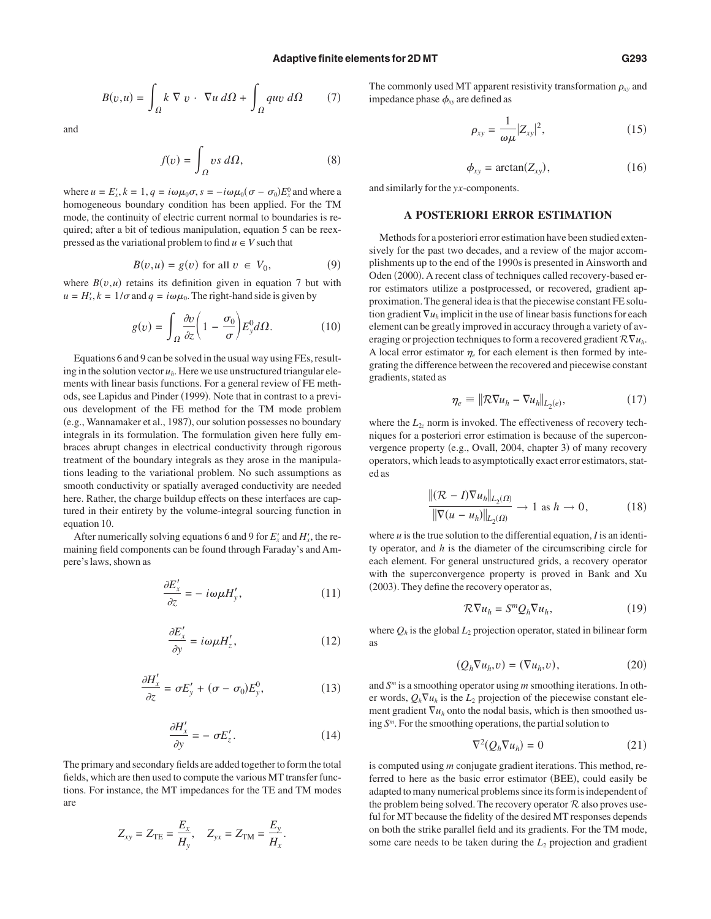$$B(v,u) = \int_{\Omega} k \nabla v \cdot \nabla u \, d\Omega + \int_{\Omega} quv \, d\Omega \qquad (7)$$

and

$$f(v) = \int_{\Omega} vs \, d\Omega, \qquad (8)$$

where $u = E_x'$, $k = 1$, $q = i\omega\mu_0\sigma$, $s = -i\omega\mu_0(\sigma - \sigma_0)E_x^0$ and where a homogeneous boundary condition has been applied. For the TM mode, the continuity of electric current normal to boundaries is required; after a bit of tedious manipulation, equation 5 can be reexpressed as the variational problem to find $u \in V$ such that

$$B(v,u) = g(v) \text{ for all } v \in V_0, \qquad (9)$$

where $B(v,u)$ retains its definition given in equation 7 but with $u = H_x'$, $k = 1/\sigma$ and $q = i\omega\mu_0$. The right-hand side is given by

$$g(v) = \int_{\Omega} \frac{\partial v}{\partial z}\left(1 - \frac{\sigma_0}{\sigma}\right) E_y^0 d\Omega. \qquad (10)$$

Equations 6 and 9 can be solved in the usual way using FEs, resulting in the solution vector $u_h$. Here we use unstructured triangular elements with linear basis functions. For a general review of FE methods, see Lapidus and Pinder (1999). Note that in contrast to a previous development of the FE method for the TM mode problem (e.g., Wannamaker et al., 1987), our solution possesses no boundary integrals in its formulation. The formulation given here fully embraces abrupt changes in electrical conductivity through rigorous treatment of the boundary integrals as they arose in the manipulations leading to the variational problem. No such assumptions as smooth conductivity or spatially averaged conductivity are needed here. Rather, the charge buildup effects on these interfaces are captured in their entirety by the volume-integral sourcing function in equation 10.

After numerically solving equations 6 and 9 for $E_x'$ and $H_x'$, the remaining field components can be found through Faraday's and Ampere's laws, shown as

$$\frac{\partial E_x'}{\partial z} = -i\omega\mu H_y', \qquad (11)$$

$$\frac{\partial E_x'}{\partial y} = i\omega\mu H_z', \qquad (12)$$

$$\frac{\partial H_x'}{\partial z} = \sigma E_y' + (\sigma - \sigma_0)E_y^0, \qquad (13)$$

$$\frac{\partial H_x'}{\partial y} = -\sigma E_z'. \qquad (14)$$

The primary and secondary fields are added together to form the total fields, which are then used to compute the various MT transfer functions. For instance, the MT impedances for the TE and TM modes are

$$Z_{xy} = Z_{\text{TE}} = \frac{E_x}{H_y}, \quad Z_{yx} = Z_{\text{TM}} = \frac{E_y}{H_x}.$$

The commonly used MT apparent resistivity transformation $\rho_{xy}$ and impedance phase $\phi_{xy}$ are defined as

$$\rho_{xy} = \frac{1}{\omega\mu}|Z_{xy}|^2, \qquad (15)$$

$$\phi_{xy} = \arctan(Z_{xy}), \qquad (16)$$

and similarly for the *yx*-components.

## A POSTERIORI ERROR ESTIMATION

Methods for a posteriori error estimation have been studied extensively for the past two decades, and a review of the major accomplishments up to the end of the 1990s is presented in Ainsworth and Oden (2000). A recent class of techniques called recovery-based error estimators utilize a postprocessed, or recovered, gradient approximation. The general idea is that the piecewise constant FE solution gradient $\nabla u_h$ implicit in the use of linear basis functions for each element can be greatly improved in accuracy through a variety of averaging or projection techniques to form a recovered gradient $\mathcal{R}\nabla u_h$. A local error estimator $\eta_e$ for each element is then formed by integrating the difference between the recovered and piecewise constant gradients, stated as

$$\eta_e \equiv \|\mathcal{R}\nabla u_h - \nabla u_h\|_{L_2(e)}, \qquad (17)$$

where the $L_{2_2}$ norm is invoked. The effectiveness of recovery techniques for a posteriori error estimation is because of the superconvergence property (e.g., Ovall, 2004, chapter 3) of many recovery operators, which leads to asymptotically exact error estimators, stated as

$$\frac{\|(\mathcal{R} - I)\nabla u_h\|_{L_2(\Omega)}}{\|\nabla(u - u_h)\|_{L_2(\Omega)}} \to 1 \text{ as } h \to 0, \qquad (18)$$

where $u$ is the true solution to the differential equation, $I$ is an identity operator, and $h$ is the diameter of the circumscribing circle for each element. For general unstructured grids, a recovery operator with the superconvergence property is proved in Bank and Xu (2003). They define the recovery operator as,

$$\mathcal{R}\nabla u_h = S^m Q_h \nabla u_h, \qquad (19)$$

where $Q_h$ is the global $L_2$ projection operator, stated in bilinear form as

$$(Q_h \nabla u_h, v) = (\nabla u_h, v), \qquad (20)$$

and $S^m$ is a smoothing operator using $m$ smoothing iterations. In other words, $Q_h \nabla u_h$ is the $L_2$ projection of the piecewise constant element gradient $\nabla u_h$ onto the nodal basis, which is then smoothed using $S^m$. For the smoothing operations, the partial solution to

$$\nabla^2(Q_h \nabla u_h) = 0 \qquad (21)$$

is computed using $m$ conjugate gradient iterations. This method, referred to here as the basic error estimator (BEE), could easily be adapted to many numerical problems since its form is independent of the problem being solved. The recovery operator $\mathcal{R}$ also proves useful for MT because the fidelity of the desired MT responses depends on both the strike parallel field and its gradients. For the TM mode, some care needs to be taken during the $L_2$ projection and gradient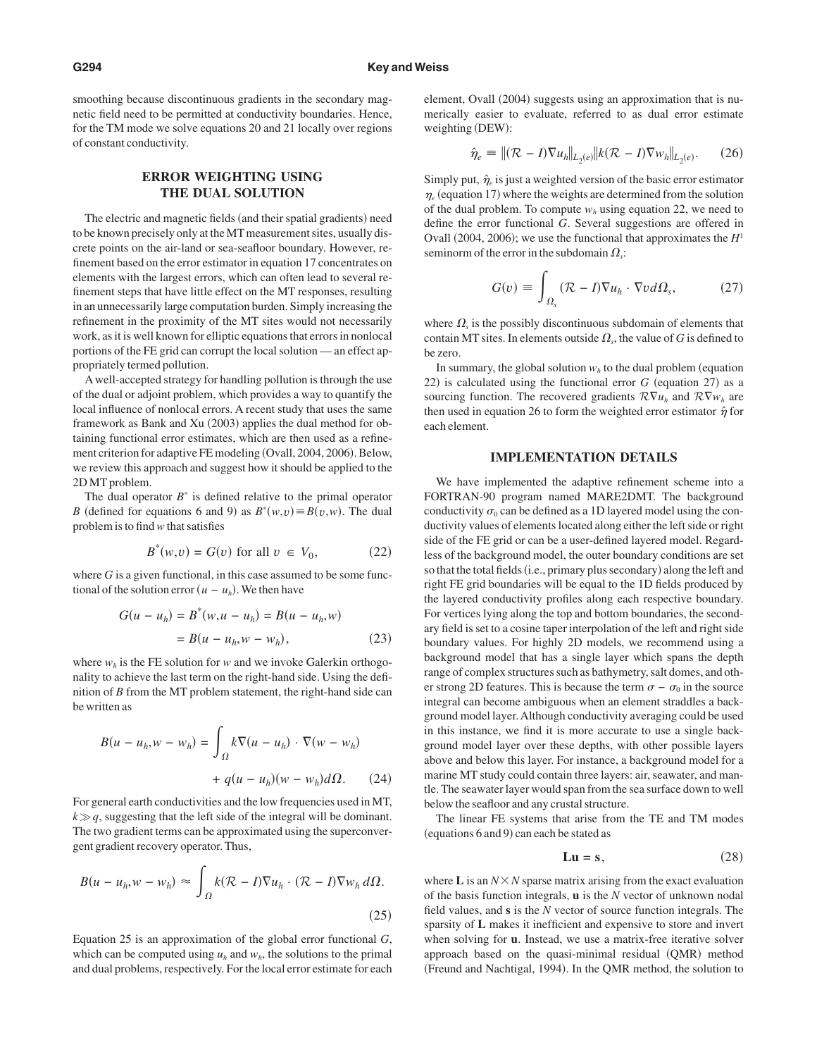smoothing because discontinuous gradients in the secondary magnetic field need to be permitted at conductivity boundaries. Hence, for the TM mode we solve equations 20 and 21 locally over regions of constant conductivity.

## ERROR WEIGHTING USING THE DUAL SOLUTION

The electric and magnetic fields (and their spatial gradients) need to be known precisely only at the MT measurement sites, usually discrete points on the air-land or sea-seafloor boundary. However, refinement based on the error estimator in equation 17 concentrates on elements with the largest errors, which can often lead to several refinement steps that have little effect on the MT responses, resulting in an unnecessarily large computation burden. Simply increasing the refinement in the proximity of the MT sites would not necessarily work, as it is well known for elliptic equations that errors in nonlocal portions of the FE grid can corrupt the local solution — an effect appropriately termed pollution.

A well-accepted strategy for handling pollution is through the use of the dual or adjoint problem, which provides a way to quantify the local influence of nonlocal errors. A recent study that uses the same framework as Bank and Xu (2003) applies the dual method for obtaining functional error estimates, which are then used as a refinement criterion for adaptive FE modeling (Ovall, 2004, 2006). Below, we review this approach and suggest how it should be applied to the 2D MT problem.

The dual operator $B^*$ is defined relative to the primal operator $B$ (defined for equations 6 and 9) as $B^*(w,v) \equiv B(v,w)$. The dual problem is to find $w$ that satisfies

$$B^*(w,v) = G(v) \text{ for all } v \in V_0, \tag{22}$$

where $G$ is a given functional, in this case assumed to be some functional of the solution error $(u - u_h)$. We then have

$$\begin{aligned} G(u - u_h) &= B^*(w, u - u_h) = B(u - u_h, w) \\ &= B(u - u_h, w - w_h), \end{aligned} \tag{23}$$

where $w_h$ is the FE solution for $w$ and we invoke Galerkin orthogonality to achieve the last term on the right-hand side. Using the definition of $B$ from the MT problem statement, the right-hand side can be written as

$$B(u - u_h, w - w_h) = \int_\Omega k\nabla(u - u_h) \cdot \nabla(w - w_h) + q(u - u_h)(w - w_h)d\Omega. \tag{24}$$

For general earth conductivities and the low frequencies used in MT, $k \gg q$, suggesting that the left side of the integral will be dominant. The two gradient terms can be approximated using the superconvergent gradient recovery operator. Thus,

$$B(u - u_h, w - w_h) \approx \int_\Omega k(\mathcal{R} - I)\nabla u_h \cdot (\mathcal{R} - I)\nabla w_h \, d\Omega. \tag{25}$$

Equation 25 is an approximation of the global error functional $G$, which can be computed using $u_h$ and $w_h$, the solutions to the primal and dual problems, respectively. For the local error estimate for each element, Ovall (2004) suggests using an approximation that is numerically easier to evaluate, referred to as dual error estimate weighting (DEW):

$$\hat{\eta}_e \equiv \|(\mathcal{R} - I)\nabla u_h\|_{L_2(e)} \|k(\mathcal{R} - I)\nabla w_h\|_{L_2(e)}. \tag{26}$$

Simply put, $\hat{\eta}_e$ is just a weighted version of the basic error estimator $\eta_e$ (equation 17) where the weights are determined from the solution of the dual problem. To compute $w_h$ using equation 22, we need to define the error functional $G$. Several suggestions are offered in Ovall (2004, 2006); we use the functional that approximates the $H^1$ seminorm of the error in the subdomain $\Omega_s$:

$$G(v) \equiv \int_{\Omega_s} (\mathcal{R} - I)\nabla u_h \cdot \nabla v d\Omega_s, \tag{27}$$

where $\Omega_s$ is the possibly discontinuous subdomain of elements that contain MT sites. In elements outside $\Omega_s$, the value of $G$ is defined to be zero.

In summary, the global solution $w_h$ to the dual problem (equation 22) is calculated using the functional error $G$ (equation 27) as a sourcing function. The recovered gradients $\mathcal{R}\nabla u_h$ and $\mathcal{R}\nabla w_h$ are then used in equation 26 to form the weighted error estimator $\hat{\eta}$ for each element.

## IMPLEMENTATION DETAILS

We have implemented the adaptive refinement scheme into a FORTRAN-90 program named MARE2DMT. The background conductivity $\sigma_0$ can be defined as a 1D layered model using the conductivity values of elements located along either the left side or right side of the FE grid or can be a user-defined layered model. Regardless of the background model, the outer boundary conditions are set so that the total fields (i.e., primary plus secondary) along the left and right FE grid boundaries will be equal to the 1D fields produced by the layered conductivity profiles along each respective boundary. For vertices lying along the top and bottom boundaries, the secondary field is set to a cosine taper interpolation of the left and right side boundary values. For highly 2D models, we recommend using a background model that has a single layer which spans the depth range of complex structures such as bathymetry, salt domes, and other strong 2D features. This is because the term $\sigma - \sigma_0$ in the source integral can become ambiguous when an element straddles a background model layer. Although conductivity averaging could be used in this instance, we find it is more accurate to use a single background model layer over these depths, with other possible layers above and below this layer. For instance, a background model for a marine MT study could contain three layers: air, seawater, and mantle. The seawater layer would span from the sea surface down to well below the seafloor and any crustal structure.

The linear FE systems that arise from the TE and TM modes (equations 6 and 9) can each be stated as

$$\mathbf{Lu} = \mathbf{s}, \tag{28}$$

where $\mathbf{L}$ is an $N \times N$ sparse matrix arising from the exact evaluation of the basis function integrals, $\mathbf{u}$ is the $N$ vector of unknown nodal field values, and $\mathbf{s}$ is the $N$ vector of source function integrals. The sparsity of $\mathbf{L}$ makes it inefficient and expensive to store and invert when solving for $\mathbf{u}$. Instead, we use a matrix-free iterative solver approach based on the quasi-minimal residual (QMR) method (Freund and Nachtigal, 1994). In the QMR method, the solution to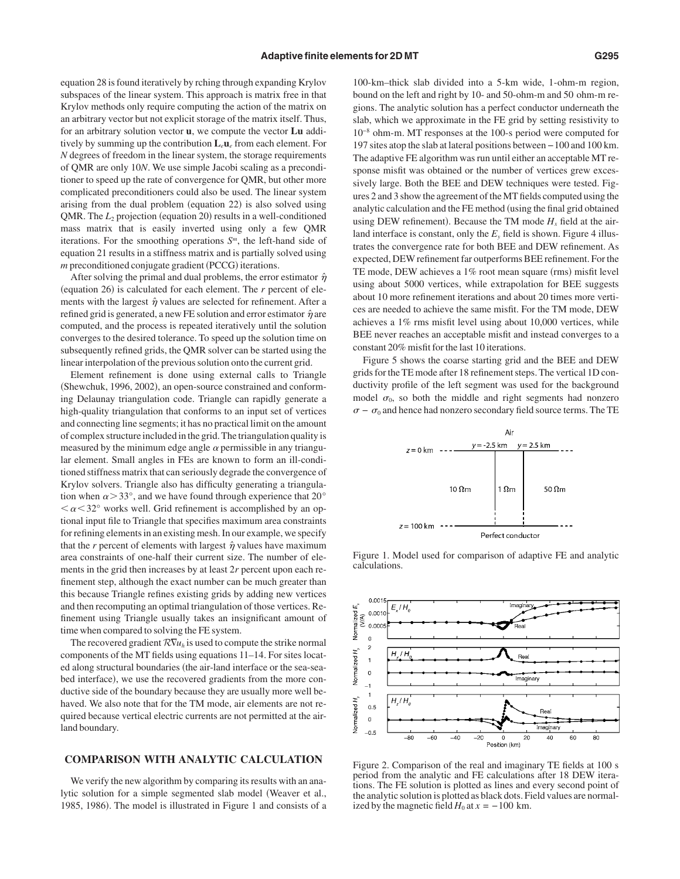equation 28 is found iteratively by rching through expanding Krylov subspaces of the linear system. This approach is matrix free in that Krylov methods only require computing the action of the matrix on an arbitrary vector but not explicit storage of the matrix itself. Thus, for an arbitrary solution vector $\mathbf{u}$, we compute the vector $\mathbf{Lu}$ additively by summing up the contribution $\mathbf{L}_e\mathbf{u}_e$ from each element. For $N$ degrees of freedom in the linear system, the storage requirements of QMR are only $10N$. We use simple Jacobi scaling as a preconditioner to speed up the rate of convergence for QMR, but other more complicated preconditioners could also be used. The linear system arising from the dual problem (equation 22) is also solved using QMR. The $L_2$ projection (equation 20) results in a well-conditioned mass matrix that is easily inverted using only a few QMR iterations. For the smoothing operations $S^m$, the left-hand side of equation 21 results in a stiffness matrix and is partially solved using $m$ preconditioned conjugate gradient (PCCG) iterations.

After solving the primal and dual problems, the error estimator $\hat{\eta}$ (equation 26) is calculated for each element. The $r$ percent of elements with the largest $\hat{\eta}$ values are selected for refinement. After a refined grid is generated, a new FE solution and error estimator $\hat{\eta}$ are computed, and the process is repeated iteratively until the solution converges to the desired tolerance. To speed up the solution time on subsequently refined grids, the QMR solver can be started using the linear interpolation of the previous solution onto the current grid.

Element refinement is done using external calls to Triangle (Shewchuk, 1996, 2002), an open-source constrained and conforming Delaunay triangulation code. Triangle can rapidly generate a high-quality triangulation that conforms to an input set of vertices and connecting line segments; it has no practical limit on the amount of complex structure included in the grid. The triangulation quality is measured by the minimum edge angle $\alpha$ permissible in any triangular element. Small angles in FEs are known to form an ill-conditioned stiffness matrix that can seriously degrade the convergence of Krylov solvers. Triangle also has difficulty generating a triangulation when $\alpha > 33°$, and we have found through experience that $20° < \alpha < 32°$ works well. Grid refinement is accomplished by an optional input file to Triangle that specifies maximum area constraints for refining elements in an existing mesh. In our example, we specify that the $r$ percent of elements with largest $\hat{\eta}$ values have maximum area constraints of one-half their current size. The number of elements in the grid then increases by at least $2r$ percent upon each refinement step, although the exact number can be much greater than this because Triangle refines existing grids by adding new vertices and then recomputing an optimal triangulation of those vertices. Refinement using Triangle usually takes an insignificant amount of time when compared to solving the FE system.

The recovered gradient $\mathcal{R}\nabla u_h$ is used to compute the strike normal components of the MT fields using equations 11–14. For sites located along structural boundaries (the air-land interface or the sea-seabed interface), we use the recovered gradients from the more conductive side of the boundary because they are usually more well behaved. We also note that for the TM mode, air elements are not required because vertical electric currents are not permitted at the air-land boundary.

## COMPARISON WITH ANALYTIC CALCULATION

We verify the new algorithm by comparing its results with an analytic solution for a simple segmented slab model (Weaver et al., 1985, 1986). The model is illustrated in Figure 1 and consists of a 100-km–thick slab divided into a 5-km wide, 1-ohm-m region, bound on the left and right by 10- and 50-ohm-m and 50 ohm-m regions. The analytic solution has a perfect conductor underneath the slab, which we approximate in the FE grid by setting resistivity to $10^{-8}$ ohm-m. MT responses at the 100-s period were computed for 197 sites atop the slab at lateral positions between −100 and 100 km. The adaptive FE algorithm was run until either an acceptable MT response misfit was obtained or the number of vertices grew excessively large. Both the BEE and DEW techniques were tested. Figures 2 and 3 show the agreement of the MT fields computed using the analytic calculation and the FE method (using the final grid obtained using DEW refinement). Because the TM mode $H_x$ field at the air-land interface is constant, only the $E_y$ field is shown. Figure 4 illustrates the convergence rate for both BEE and DEW refinement. As expected, DEW refinement far outperforms BEE refinement. For the TE mode, DEW achieves a 1% root mean square (rms) misfit level using about 5000 vertices, while extrapolation for BEE suggests about 10 more refinement iterations and about 20 times more vertices are needed to achieve the same misfit. For the TM mode, DEW achieves a 1% rms misfit level using about 10,000 vertices, while BEE never reaches an acceptable misfit and instead converges to a constant 20% misfit for the last 10 iterations.

Figure 5 shows the coarse starting grid and the BEE and DEW grids for the TE mode after 18 refinement steps. The vertical 1D conductivity profile of the left segment was used for the background model $\sigma_0$, so both the middle and right segments had nonzero $\sigma - \sigma_0$ and hence had nonzero secondary field source terms. The TE

Figure 1. Model used for comparison of adaptive FE and analytic calculations.

Figure 2. Comparison of the real and imaginary TE fields at 100 s period from the analytic and FE calculations after 18 DEW iterations. The FE solution is plotted as lines and every second point of the analytic solution is plotted as black dots. Field values are normalized by the magnetic field $H_0$ at $x = -100$ km.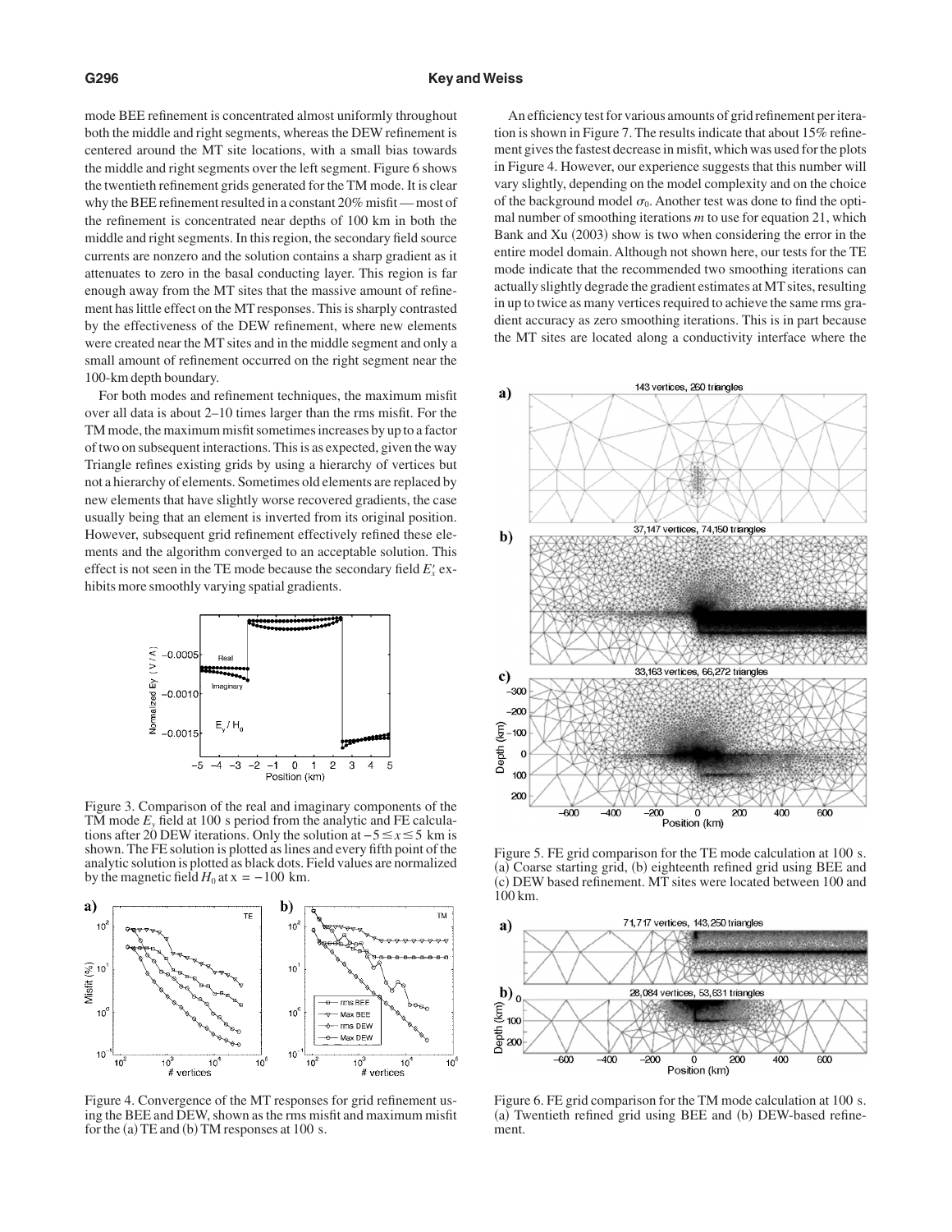mode BEE refinement is concentrated almost uniformly throughout both the middle and right segments, whereas the DEW refinement is centered around the MT site locations, with a small bias towards the middle and right segments over the left segment. Figure 6 shows the twentieth refinement grids generated for the TM mode. It is clear why the BEE refinement resulted in a constant 20% misfit — most of the refinement is concentrated near depths of 100 km in both the middle and right segments. In this region, the secondary field source currents are nonzero and the solution contains a sharp gradient as it attenuates to zero in the basal conducting layer. This region is far enough away from the MT sites that the massive amount of refinement has little effect on the MT responses. This is sharply contrasted by the effectiveness of the DEW refinement, where new elements were created near the MT sites and in the middle segment and only a small amount of refinement occurred on the right segment near the 100-km depth boundary.

For both modes and refinement techniques, the maximum misfit over all data is about 2–10 times larger than the rms misfit. For the TM mode, the maximum misfit sometimes increases by up to a factor of two on subsequent interactions. This is as expected, given the way Triangle refines existing grids by using a hierarchy of vertices but not a hierarchy of elements. Sometimes old elements are replaced by new elements that have slightly worse recovered gradients, the case usually being that an element is inverted from its original position. However, subsequent grid refinement effectively refined these elements and the algorithm converged to an acceptable solution. This effect is not seen in the TE mode because the secondary field $E_x^s$ exhibits more smoothly varying spatial gradients.

Figure 3. Comparison of the real and imaginary components of the TM mode $E_y$ field at 100 s period from the analytic and FE calculations after 20 DEW iterations. Only the solution at $-5 \le x \le 5$ km is shown. The FE solution is plotted as lines and every fifth point of the analytic solution is plotted as black dots. Field values are normalized by the magnetic field $H_0$ at $x = -100$ km.

Figure 4. Convergence of the MT responses for grid refinement using the BEE and DEW, shown as the rms misfit and maximum misfit for the (a) TE and (b) TM responses at 100 s.

An efficiency test for various amounts of grid refinement per iteration is shown in Figure 7. The results indicate that about 15% refinement gives the fastest decrease in misfit, which was used for the plots in Figure 4. However, our experience suggests that this number will vary slightly, depending on the model complexity and on the choice of the background model $\sigma_0$. Another test was done to find the optimal number of smoothing iterations $m$ to use for equation 21, which Bank and Xu (2003) show is two when considering the error in the entire model domain. Although not shown here, our tests for the TE mode indicate that the recommended two smoothing iterations can actually slightly degrade the gradient estimates at MT sites, resulting in up to twice as many vertices required to achieve the same rms gradient accuracy as zero smoothing iterations. This is in part because the MT sites are located along a conductivity interface where the

Figure 5. FE grid comparison for the TE mode calculation at 100 s. (a) Coarse starting grid, (b) eighteenth refined grid using BEE and (c) DEW based refinement. MT sites were located between 100 and 100 km.

Figure 6. FE grid comparison for the TM mode calculation at 100 s. (a) Twentieth refined grid using BEE and (b) DEW-based refinement.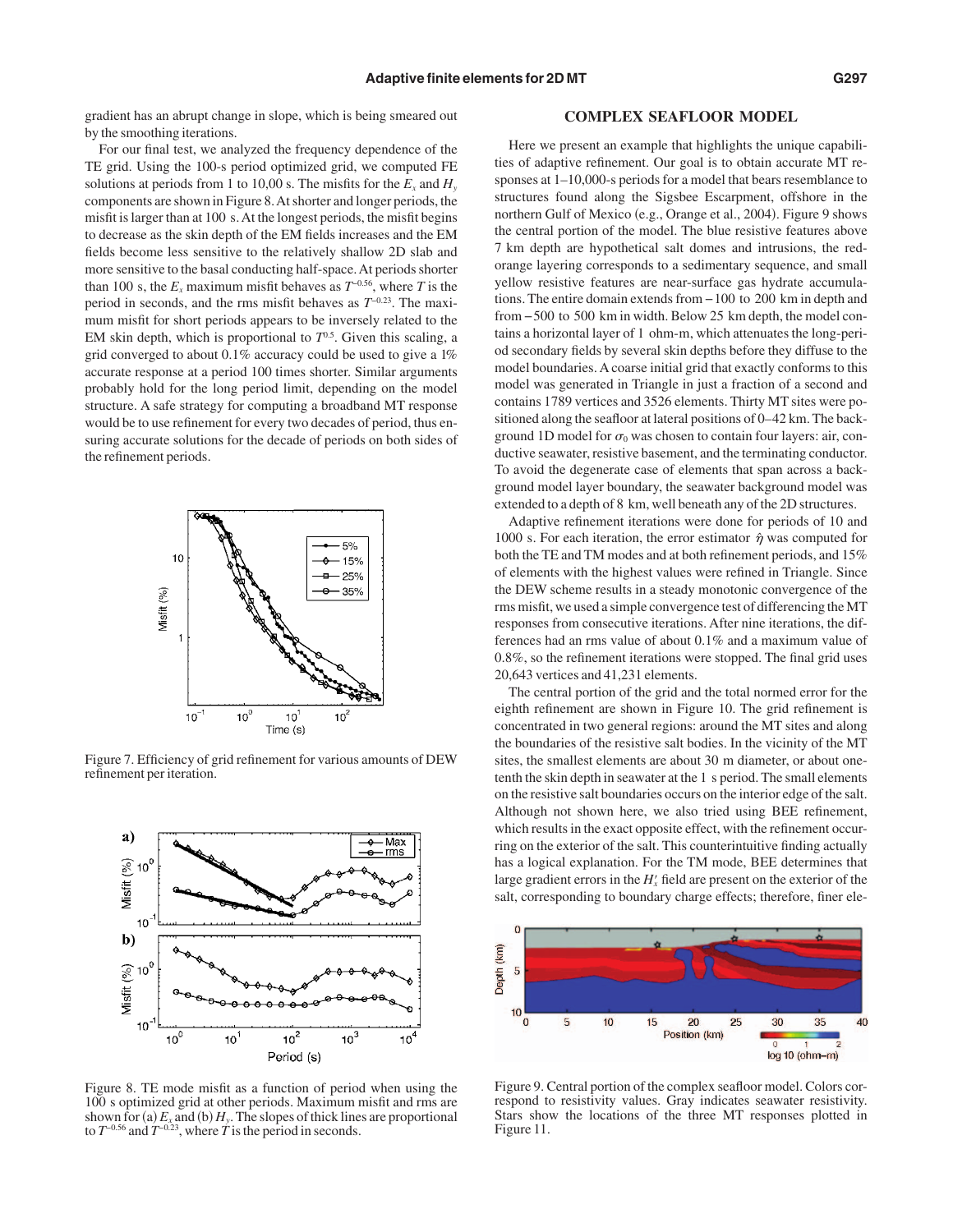gradient has an abrupt change in slope, which is being smeared out by the smoothing iterations.

For our final test, we analyzed the frequency dependence of the TE grid. Using the 100-s period optimized grid, we computed FE solutions at periods from 1 to 10,00 s. The misfits for the $E_x$ and $H_y$ components are shown in Figure 8. At shorter and longer periods, the misfit is larger than at 100 s. At the longest periods, the misfit begins to decrease as the skin depth of the EM fields increases and the EM fields become less sensitive to the relatively shallow 2D slab and more sensitive to the basal conducting half-space. At periods shorter than 100 s, the $E_x$ maximum misfit behaves as $T^{-0.56}$, where $T$ is the period in seconds, and the rms misfit behaves as $T^{-0.23}$. The maximum misfit for short periods appears to be inversely related to the EM skin depth, which is proportional to $T^{0.5}$. Given this scaling, a grid converged to about 0.1% accuracy could be used to give a 1% accurate response at a period 100 times shorter. Similar arguments probably hold for the long period limit, depending on the model structure. A safe strategy for computing a broadband MT response would be to use refinement for every two decades of period, thus ensuring accurate solutions for the decade of periods on both sides of the refinement periods.

Figure 7. Efficiency of grid refinement for various amounts of DEW refinement per iteration.

Figure 8. TE mode misfit as a function of period when using the 100 s optimized grid at other periods. Maximum misfit and rms are shown for (a) $E_x$ and (b) $H_y$. The slopes of thick lines are proportional to $T^{-0.56}$ and $T^{-0.23}$, where $T$ is the period in seconds.

## COMPLEX SEAFLOOR MODEL

Here we present an example that highlights the unique capabilities of adaptive refinement. Our goal is to obtain accurate MT responses at 1–10,000-s periods for a model that bears resemblance to structures found along the Sigsbee Escarpment, offshore in the northern Gulf of Mexico (e.g., Orange et al., 2004). Figure 9 shows the central portion of the model. The blue resistive features above 7 km depth are hypothetical salt domes and intrusions, the red-orange layering corresponds to a sedimentary sequence, and small yellow resistive features are near-surface gas hydrate accumulations. The entire domain extends from −100 to 200 km in depth and from −500 to 500 km in width. Below 25 km depth, the model contains a horizontal layer of 1 ohm-m, which attenuates the long-period secondary fields by several skin depths before they diffuse to the model boundaries. A coarse initial grid that exactly conforms to this model was generated in Triangle in just a fraction of a second and contains 1789 vertices and 3526 elements. Thirty MT sites were positioned along the seafloor at lateral positions of 0–42 km. The background 1D model for $\sigma_0$ was chosen to contain four layers: air, conductive seawater, resistive basement, and the terminating conductor. To avoid the degenerate case of elements that span across a background model layer boundary, the seawater background model was extended to a depth of 8 km, well beneath any of the 2D structures.

Adaptive refinement iterations were done for periods of 10 and 1000 s. For each iteration, the error estimator $\hat{\eta}$ was computed for both the TE and TM modes and at both refinement periods, and 15% of elements with the highest values were refined in Triangle. Since the DEW scheme results in a steady monotonic convergence of the rms misfit, we used a simple convergence test of differencing the MT responses from consecutive iterations. After nine iterations, the differences had an rms value of about 0.1% and a maximum value of 0.8%, so the refinement iterations were stopped. The final grid uses 20,643 vertices and 41,231 elements.

The central portion of the grid and the total normed error for the eighth refinement are shown in Figure 10. The grid refinement is concentrated in two general regions: around the MT sites and along the boundaries of the resistive salt bodies. In the vicinity of the MT sites, the smallest elements are about 30 m diameter, or about one-tenth the skin depth in seawater at the 1 s period. The small elements on the resistive salt boundaries occurs on the interior edge of the salt. Although not shown here, we also tried using BEE refinement, which results in the exact opposite effect, with the refinement occurring on the exterior of the salt. This counterintuitive finding actually has a logical explanation. For the TM mode, BEE determines that large gradient errors in the $H_x^s$ field are present on the exterior of the salt, corresponding to boundary charge effects; therefore, finer ele-

Figure 9. Central portion of the complex seafloor model. Colors correspond to resistivity values. Gray indicates seawater resistivity. Stars show the locations of the three MT responses plotted in Figure 11.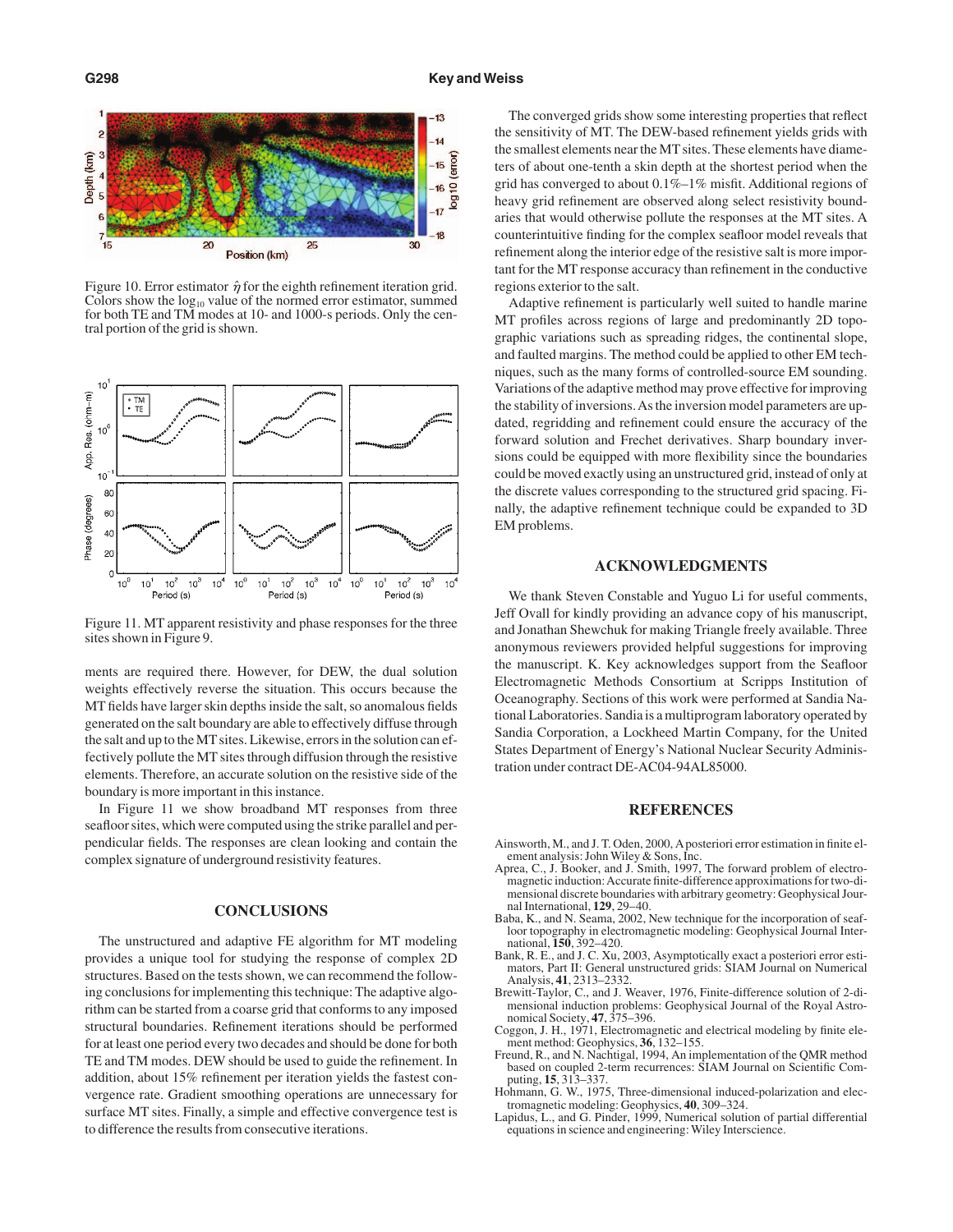1
2
3
4
5
6
7
Depth (km)
15
20
25
30
Position (km)
−13
−14
−15
−16
−17
−18
log10 (error)

Figure 10. Error estimator $\hat{\eta}$ for the eighth refinement iteration grid. Colors show the $\log_{10}$ value of the normed error estimator, summed for both TE and TM modes at 10- and 1000-s periods. Only the central portion of the grid is shown.

$10^{1}$
$10^{0}$
$10^{-1}$
App. Res. (ohm–m)
TM
TE
80
60
40
20
0
Phase (degrees)
$10^{0}$ $10^{1}$ $10^{2}$ $10^{3}$ $10^{4}$
Period (s)
$10^{0}$ $10^{1}$ $10^{2}$ $10^{3}$ $10^{4}$
Period (s)
$10^{0}$ $10^{1}$ $10^{2}$ $10^{3}$ $10^{4}$
Period (s)

Figure 11. MT apparent resistivity and phase responses for the three sites shown in Figure 9.

ments are required there. However, for DEW, the dual solution weights effectively reverse the situation. This occurs because the MT fields have larger skin depths inside the salt, so anomalous fields generated on the salt boundary are able to effectively diffuse through the salt and up to the MT sites. Likewise, errors in the solution can effectively pollute the MT sites through diffusion through the resistive elements. Therefore, an accurate solution on the resistive side of the boundary is more important in this instance.

In Figure 11 we show broadband MT responses from three seafloor sites, which were computed using the strike parallel and perpendicular fields. The responses are clean looking and contain the complex signature of underground resistivity features.

## CONCLUSIONS

The unstructured and adaptive FE algorithm for MT modeling provides a unique tool for studying the response of complex 2D structures. Based on the tests shown, we can recommend the following conclusions for implementing this technique: The adaptive algorithm can be started from a coarse grid that conforms to any imposed structural boundaries. Refinement iterations should be performed for at least one period every two decades and should be done for both TE and TM modes. DEW should be used to guide the refinement. In addition, about 15% refinement per iteration yields the fastest convergence rate. Gradient smoothing operations are unnecessary for surface MT sites. Finally, a simple and effective convergence test is to difference the results from consecutive iterations.

The converged grids show some interesting properties that reflect the sensitivity of MT. The DEW-based refinement yields grids with the smallest elements near the MT sites. These elements have diameters of about one-tenth a skin depth at the shortest period when the grid has converged to about 0.1%–1% misfit. Additional regions of heavy grid refinement are observed along select resistivity boundaries that would otherwise pollute the responses at the MT sites. A counterintuitive finding for the complex seafloor model reveals that refinement along the interior edge of the resistive salt is more important for the MT response accuracy than refinement in the conductive regions exterior to the salt.

Adaptive refinement is particularly well suited to handle marine MT profiles across regions of large and predominantly 2D topographic variations such as spreading ridges, the continental slope, and faulted margins. The method could be applied to other EM techniques, such as the many forms of controlled-source EM sounding. Variations of the adaptive method may prove effective for improving the stability of inversions. As the inversion model parameters are updated, regridding and refinement could ensure the accuracy of the forward solution and Frechet derivatives. Sharp boundary inversions could be equipped with more flexibility since the boundaries could be moved exactly using an unstructured grid, instead of only at the discrete values corresponding to the structured grid spacing. Finally, the adaptive refinement technique could be expanded to 3D EM problems.

## ACKNOWLEDGMENTS

We thank Steven Constable and Yuguo Li for useful comments, Jeff Ovall for kindly providing an advance copy of his manuscript, and Jonathan Shewchuk for making Triangle freely available. Three anonymous reviewers provided helpful suggestions for improving the manuscript. K. Key acknowledges support from the Seafloor Electromagnetic Methods Consortium at Scripps Institution of Oceanography. Sections of this work were performed at Sandia National Laboratories. Sandia is a multiprogram laboratory operated by Sandia Corporation, a Lockheed Martin Company, for the United States Department of Energy's National Nuclear Security Administration under contract DE-AC04-94AL85000.

## REFERENCES

Ainsworth, M., and J. T. Oden, 2000, A posteriori error estimation in finite element analysis: John Wiley & Sons, Inc.

Aprea, C., J. Booker, and J. Smith, 1997, The forward problem of electromagnetic induction: Accurate finite-difference approximations for two-dimensional discrete boundaries with arbitrary geometry: Geophysical Journal International, **129**, 29–40.

Baba, K., and N. Seama, 2002, New technique for the incorporation of seafloor topography in electromagnetic modeling: Geophysical Journal International, **150**, 392–420.

Bank, R. E., and J. C. Xu, 2003, Asymptotically exact a posteriori error estimators, Part II: General unstructured grids: SIAM Journal on Numerical Analysis, **41**, 2313–2332.

Brewitt-Taylor, C., and J. Weaver, 1976, Finite-difference solution of 2-dimensional induction problems: Geophysical Journal of the Royal Astronomical Society, **47**, 375–396.

Coggon, J. H., 1971, Electromagnetic and electrical modeling by finite element method: Geophysics, **36**, 132–155.

Freund, R., and N. Nachtigal, 1994, An implementation of the QMR method based on coupled 2-term recurrences: SIAM Journal on Scientific Computing, **15**, 313–337.

Hohmann, G. W., 1975, Three-dimensional induced-polarization and electromagnetic modeling: Geophysics, **40**, 309–324.

Lapidus, L., and G. Pinder, 1999, Numerical solution of partial differential equations in science and engineering: Wiley Interscience.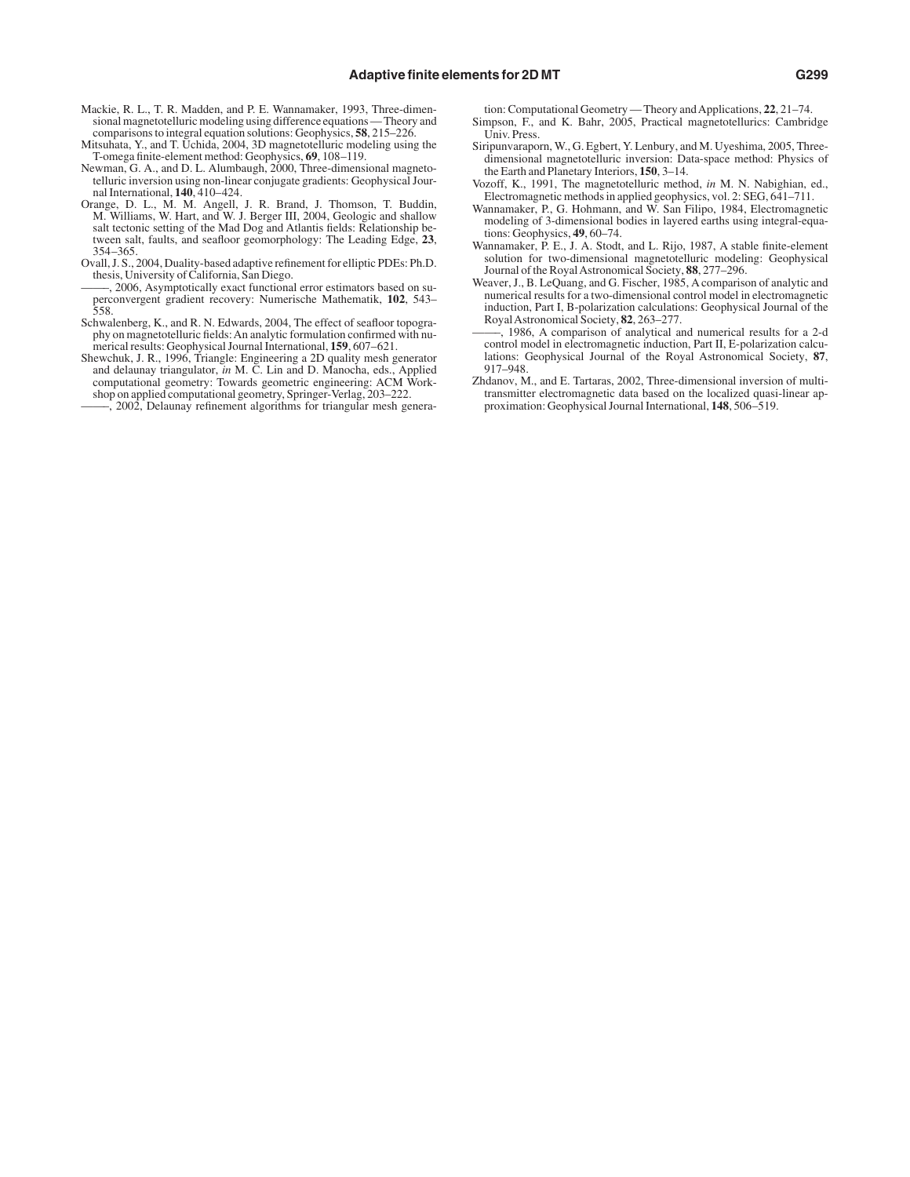Mackie, R. L., T. R. Madden, and P. E. Wannamaker, 1993, Three-dimensional magnetotelluric modeling using difference equations — Theory and comparisons to integral equation solutions: Geophysics, **58**, 215–226.

Mitsuhata, Y., and T. Uchida, 2004, 3D magnetotelluric modeling using the T-omega finite-element method: Geophysics, **69**, 108–119.

Newman, G. A., and D. L. Alumbaugh, 2000, Three-dimensional magnetotelluric inversion using non-linear conjugate gradients: Geophysical Journal International, **140**, 410–424.

Orange, D. L., M. M. Angell, J. R. Brand, J. Thomson, T. Buddin, M. Williams, W. Hart, and W. J. Berger III, 2004, Geologic and shallow salt tectonic setting of the Mad Dog and Atlantis fields: Relationship between salt, faults, and seafloor geomorphology: The Leading Edge, **23**, 354–365.

Ovall, J. S., 2004, Duality-based adaptive refinement for elliptic PDEs: Ph.D. thesis, University of California, San Diego.

———, 2006, Asymptotically exact functional error estimators based on superconvergent gradient recovery: Numerische Mathematik, **102**, 543–558.

Schwalenberg, K., and R. N. Edwards, 2004, The effect of seafloor topography on magnetotelluric fields: An analytic formulation confirmed with numerical results: Geophysical Journal International, **159**, 607–621.

Shewchuk, J. R., 1996, Triangle: Engineering a 2D quality mesh generator and delaunay triangulator, *in* M. C. Lin and D. Manocha, eds., Applied computational geometry: Towards geometric engineering: ACM Workshop on applied computational geometry, Springer-Verlag, 203–222.

———, 2002, Delaunay refinement algorithms for triangular mesh generation: Computational Geometry — Theory and Applications, **22**, 21–74.

Simpson, F., and K. Bahr, 2005, Practical magnetotellurics: Cambridge Univ. Press.

Siripunvaraporn, W., G. Egbert, Y. Lenbury, and M. Uyeshima, 2005, Three-dimensional magnetotelluric inversion: Data-space method: Physics of the Earth and Planetary Interiors, **150**, 3–14.

Vozoff, K., 1991, The magnetotelluric method, *in* M. N. Nabighian, ed., Electromagnetic methods in applied geophysics, vol. 2: SEG, 641–711.

Wannamaker, P., G. Hohmann, and W. San Filipo, 1984, Electromagnetic modeling of 3-dimensional bodies in layered earths using integral-equations: Geophysics, **49**, 60–74.

Wannamaker, P. E., J. A. Stodt, and L. Rijo, 1987, A stable finite-element solution for two-dimensional magnetotelluric modeling: Geophysical Journal of the Royal Astronomical Society, **88**, 277–296.

Weaver, J., B. LeQuang, and G. Fischer, 1985, A comparison of analytic and numerical results for a two-dimensional control model in electromagnetic induction, Part I, B-polarization calculations: Geophysical Journal of the Royal Astronomical Society, **82**, 263–277.

———, 1986, A comparison of analytical and numerical results for a 2-d control model in electromagnetic induction, Part II, E-polarization calculations: Geophysical Journal of the Royal Astronomical Society, **87**, 917–948.

Zhdanov, M., and E. Tartaras, 2002, Three-dimensional inversion of multitransmitter electromagnetic data based on the localized quasi-linear approximation: Geophysical Journal International, **148**, 506–519.